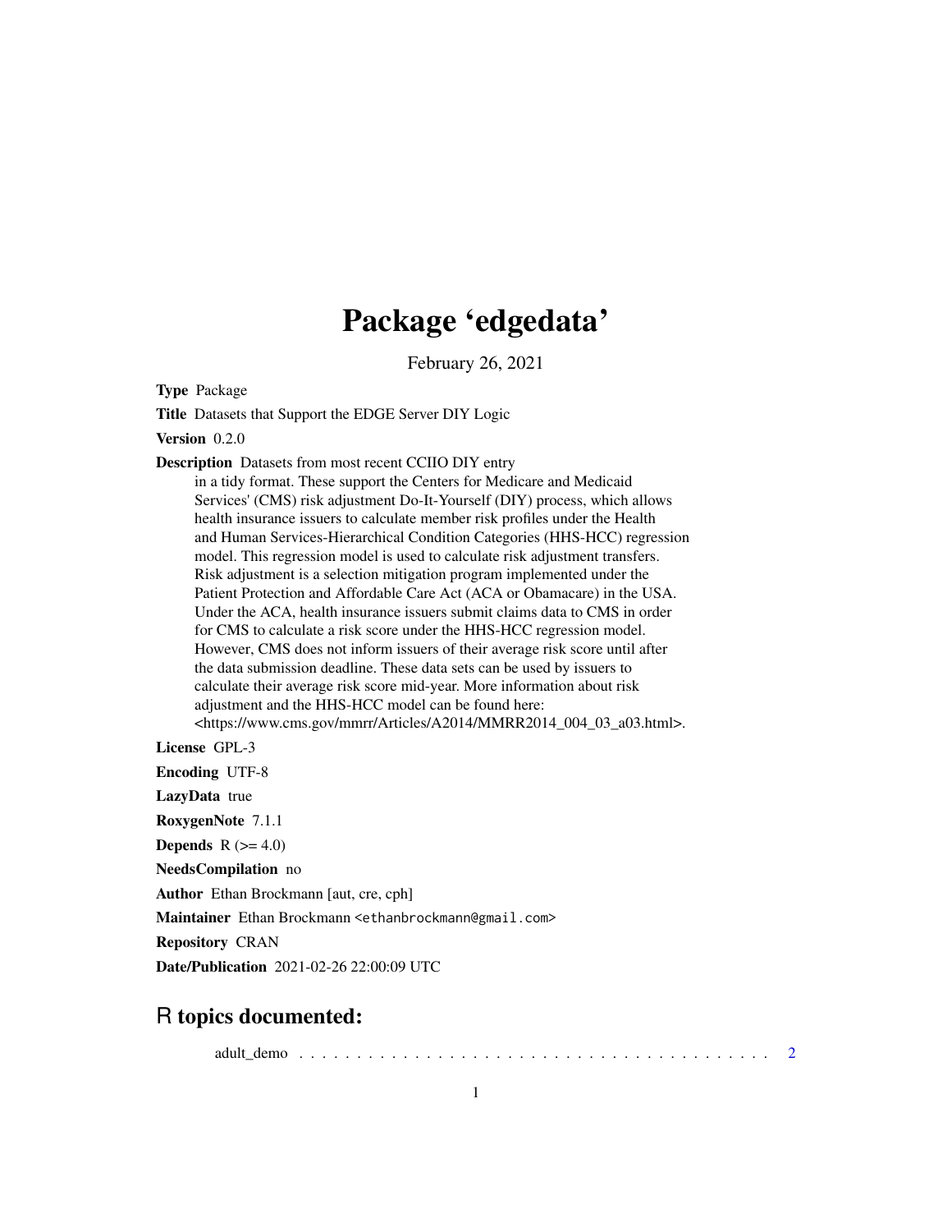# Package 'edgedata'

February 26, 2021

**Type** Package

**Title** Datasets that Support the EDGE Server DIY Logic

**Version** 0.2.0

**Description** Datasets from most recent CCIIO DIY entry in a tidy format. These support the Centers for Medicare and Medicaid Services' (CMS) risk adjustment Do-It-Yourself (DIY) process, which allows health insurance issuers to calculate member risk profiles under the Health and Human Services-Hierarchical Condition Categories (HHS-HCC) regression model. This regression model is used to calculate risk adjustment transfers. Risk adjustment is a selection mitigation program implemented under the Patient Protection and Affordable Care Act (ACA or Obamacare) in the USA. Under the ACA, health insurance issuers submit claims data to CMS in order for CMS to calculate a risk score under the HHS-HCC regression model. However, CMS does not inform issuers of their average risk score until after the data submission deadline. These data sets can be used by issuers to calculate their average risk score mid-year. More information about risk adjustment and the HHS-HCC model can be found here: <https://www.cms.gov/mmrr/Articles/A2014/MMRR2014_004_03_a03.html>.

**License** GPL-3

**Encoding** UTF-8

**LazyData** true

**RoxygenNote** 7.1.1

**Depends** R (>= 4.0)

**NeedsCompilation** no

**Author** Ethan Brockmann [aut, cre, cph]

**Maintainer** Ethan Brockmann <ethanbrockmann@gmail.com>

**Repository** CRAN

**Date/Publication** 2021-02-26 22:00:09 UTC

## R topics documented:

adult_demo . . . . . . . . . . . . . . . . . . . . . . . . . . . . . . . . . . . . . . . . . . 2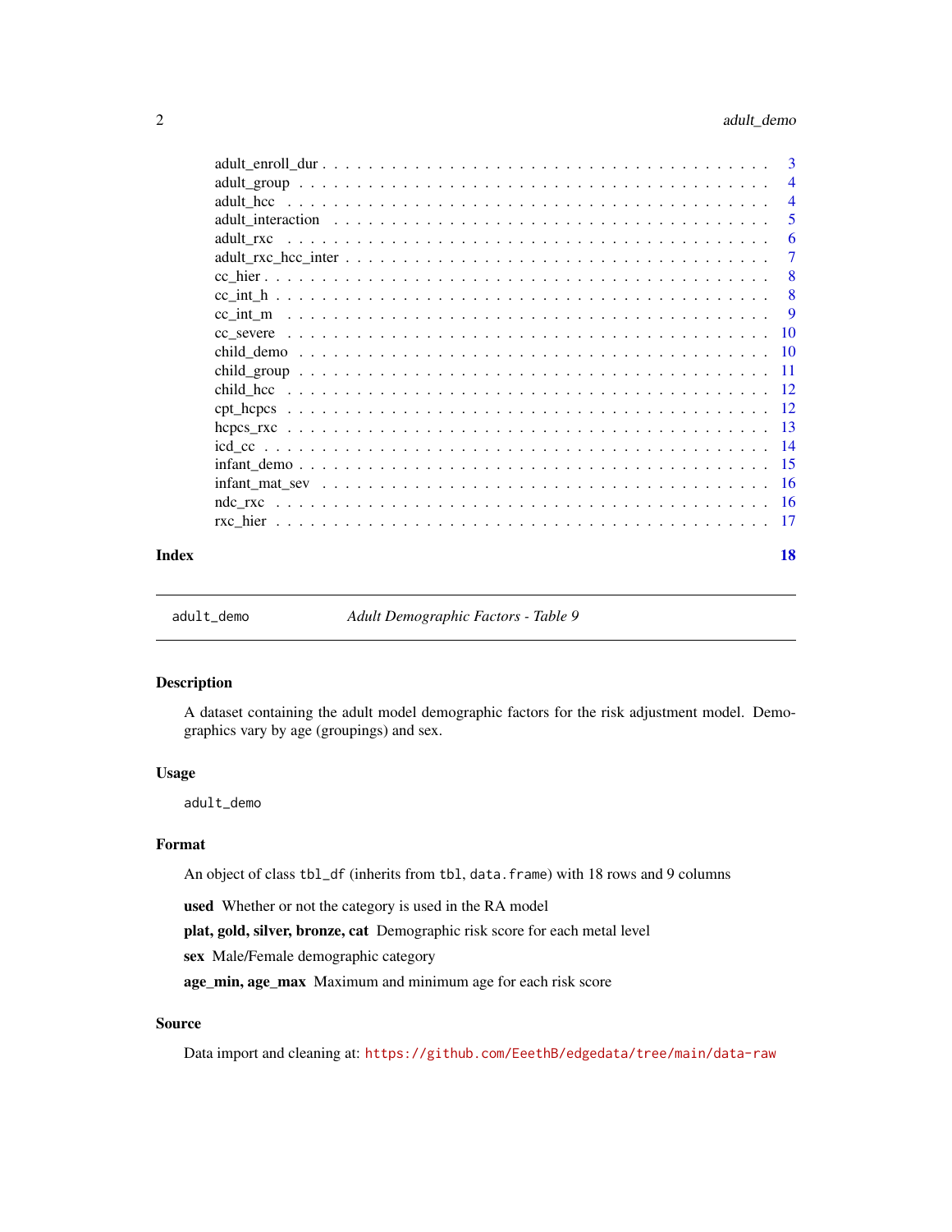adult_enroll_dur . . . . . . . . . . . . . . . . . . . . . . . . . . . . . . . . . . . . . 3
adult_group . . . . . . . . . . . . . . . . . . . . . . . . . . . . . . . . . . . . . . . . 4
adult_hcc . . . . . . . . . . . . . . . . . . . . . . . . . . . . . . . . . . . . . . . . . 4
adult_interaction . . . . . . . . . . . . . . . . . . . . . . . . . . . . . . . . . . . . . 5
adult_rxc . . . . . . . . . . . . . . . . . . . . . . . . . . . . . . . . . . . . . . . . . 6
adult_rxc_hcc_inter . . . . . . . . . . . . . . . . . . . . . . . . . . . . . . . . . . . . 7
cc_hier . . . . . . . . . . . . . . . . . . . . . . . . . . . . . . . . . . . . . . . . . . 8
cc_int_h . . . . . . . . . . . . . . . . . . . . . . . . . . . . . . . . . . . . . . . . . . 8
cc_int_m . . . . . . . . . . . . . . . . . . . . . . . . . . . . . . . . . . . . . . . . . . 9
cc_severe . . . . . . . . . . . . . . . . . . . . . . . . . . . . . . . . . . . . . . . . . 10
child_demo . . . . . . . . . . . . . . . . . . . . . . . . . . . . . . . . . . . . . . . . 10
child_group . . . . . . . . . . . . . . . . . . . . . . . . . . . . . . . . . . . . . . . . 11
child_hcc . . . . . . . . . . . . . . . . . . . . . . . . . . . . . . . . . . . . . . . . . 12
cpt_hcpcs . . . . . . . . . . . . . . . . . . . . . . . . . . . . . . . . . . . . . . . . . 12
hcpcs_rxc . . . . . . . . . . . . . . . . . . . . . . . . . . . . . . . . . . . . . . . . . 13
icd_cc . . . . . . . . . . . . . . . . . . . . . . . . . . . . . . . . . . . . . . . . . . . 14
infant_demo . . . . . . . . . . . . . . . . . . . . . . . . . . . . . . . . . . . . . . . . 15
infant_mat_sev . . . . . . . . . . . . . . . . . . . . . . . . . . . . . . . . . . . . . . . 16
ndc_rxc . . . . . . . . . . . . . . . . . . . . . . . . . . . . . . . . . . . . . . . . . . 16
rxc_hier . . . . . . . . . . . . . . . . . . . . . . . . . . . . . . . . . . . . . . . . . . 17

**Index** 18

---

`adult_demo` *Adult Demographic Factors - Table 9*

---

## Description

A dataset containing the adult model demographic factors for the risk adjustment model. Demographics vary by age (groupings) and sex.

## Usage

```
adult_demo
```

## Format

An object of class `tbl_df` (inherits from `tbl`, `data.frame`) with 18 rows and 9 columns

**used** Whether or not the category is used in the RA model

**plat, gold, silver, bronze, cat** Demographic risk score for each metal level

**sex** Male/Female demographic category

**age_min, age_max** Maximum and minimum age for each risk score

## Source

Data import and cleaning at: https://github.com/EeethB/edgedata/tree/main/data-raw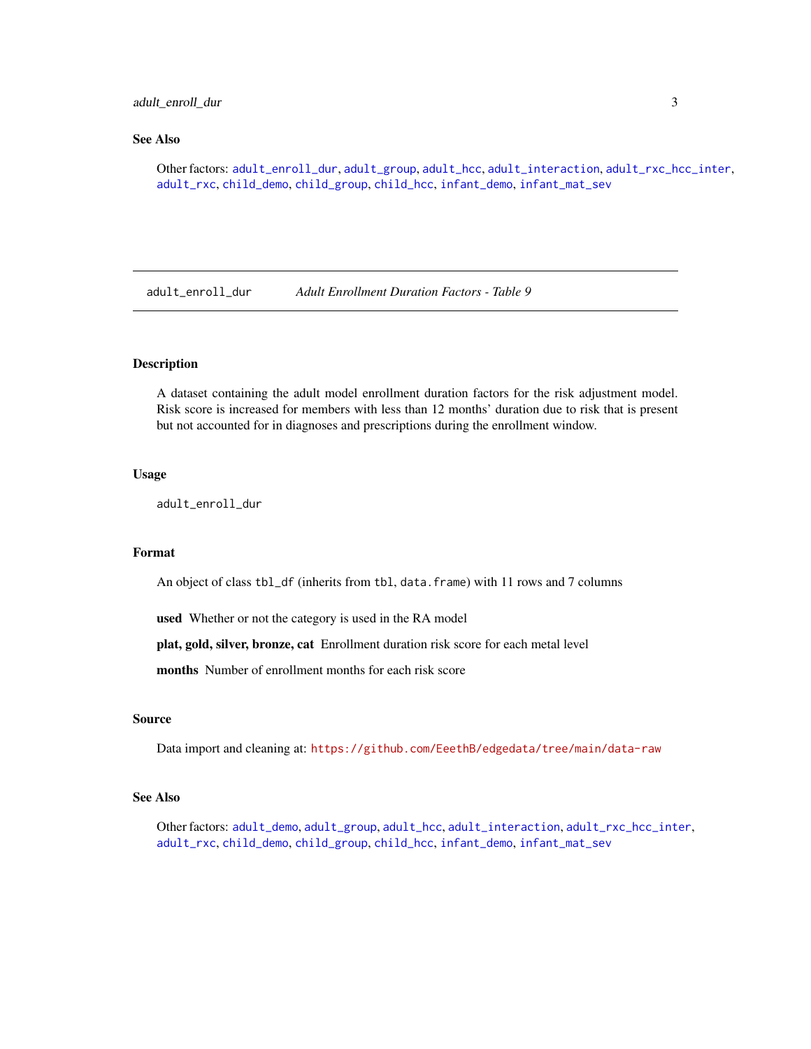### See Also

Other factors: adult_enroll_dur, adult_group, adult_hcc, adult_interaction, adult_rxc_hcc_inter, adult_rxc, child_demo, child_group, child_hcc, infant_demo, infant_mat_sev

---

## adult_enroll_dur — *Adult Enrollment Duration Factors - Table 9*

---

### Description

A dataset containing the adult model enrollment duration factors for the risk adjustment model. Risk score is increased for members with less than 12 months' duration due to risk that is present but not accounted for in diagnoses and prescriptions during the enrollment window.

### Usage

```
adult_enroll_dur
```

### Format

An object of class `tbl_df` (inherits from `tbl`, `data.frame`) with 11 rows and 7 columns

**used** Whether or not the category is used in the RA model

**plat, gold, silver, bronze, cat** Enrollment duration risk score for each metal level

**months** Number of enrollment months for each risk score

### Source

Data import and cleaning at: https://github.com/EeethB/edgedata/tree/main/data-raw

### See Also

Other factors: adult_demo, adult_group, adult_hcc, adult_interaction, adult_rxc_hcc_inter, adult_rxc, child_demo, child_group, child_hcc, infant_demo, infant_mat_sev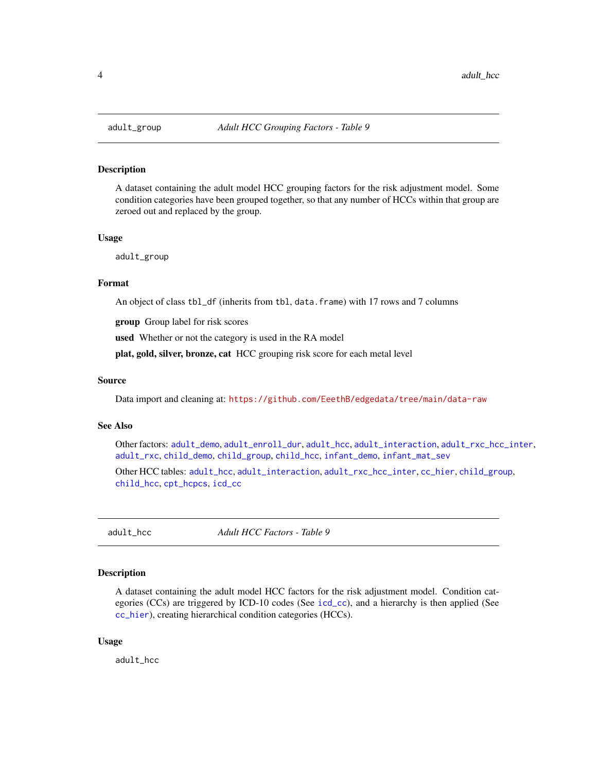## adult_group — *Adult HCC Grouping Factors - Table 9*

### Description

A dataset containing the adult model HCC grouping factors for the risk adjustment model. Some condition categories have been grouped together, so that any number of HCCs within that group are zeroed out and replaced by the group.

### Usage

```
adult_group
```

### Format

An object of class `tbl_df` (inherits from `tbl`, `data.frame`) with 17 rows and 7 columns

**group** Group label for risk scores

**used** Whether or not the category is used in the RA model

**plat, gold, silver, bronze, cat** HCC grouping risk score for each metal level

### Source

Data import and cleaning at: https://github.com/EeethB/edgedata/tree/main/data-raw

### See Also

Other factors: `adult_demo`, `adult_enroll_dur`, `adult_hcc`, `adult_interaction`, `adult_rxc_hcc_inter`, `adult_rxc`, `child_demo`, `child_group`, `child_hcc`, `infant_demo`, `infant_mat_sev`

Other HCC tables: `adult_hcc`, `adult_interaction`, `adult_rxc_hcc_inter`, `cc_hier`, `child_group`, `child_hcc`, `cpt_hcpcs`, `icd_cc`

## adult_hcc — *Adult HCC Factors - Table 9*

### Description

A dataset containing the adult model HCC factors for the risk adjustment model. Condition categories (CCs) are triggered by ICD-10 codes (See `icd_cc`), and a hierarchy is then applied (See `cc_hier`), creating hierarchical condition categories (HCCs).

### Usage

```
adult_hcc
```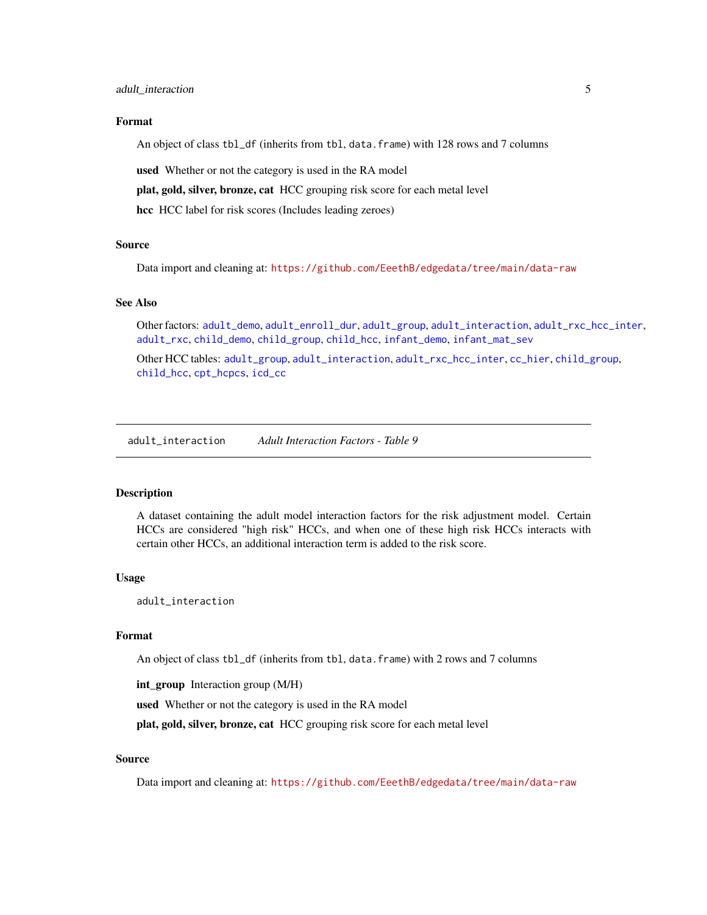### Format

An object of class `tbl_df` (inherits from `tbl`, `data.frame`) with 128 rows and 7 columns

**used** Whether or not the category is used in the RA model

**plat, gold, silver, bronze, cat** HCC grouping risk score for each metal level

**hcc** HCC label for risk scores (Includes leading zeroes)

### Source

Data import and cleaning at: https://github.com/EeethB/edgedata/tree/main/data-raw

### See Also

Other factors: `adult_demo`, `adult_enroll_dur`, `adult_group`, `adult_interaction`, `adult_rxc_hcc_inter`, `adult_rxc`, `child_demo`, `child_group`, `child_hcc`, `infant_demo`, `infant_mat_sev`

Other HCC tables: `adult_group`, `adult_interaction`, `adult_rxc_hcc_inter`, `cc_hier`, `child_group`, `child_hcc`, `cpt_hcpcs`, `icd_cc`

---

## `adult_interaction` *Adult Interaction Factors - Table 9*

---

### Description

A dataset containing the adult model interaction factors for the risk adjustment model. Certain HCCs are considered "high risk" HCCs, and when one of these high risk HCCs interacts with certain other HCCs, an additional interaction term is added to the risk score.

### Usage

```
adult_interaction
```

### Format

An object of class `tbl_df` (inherits from `tbl`, `data.frame`) with 2 rows and 7 columns

**int_group** Interaction group (M/H)

**used** Whether or not the category is used in the RA model

**plat, gold, silver, bronze, cat** HCC grouping risk score for each metal level

### Source

Data import and cleaning at: https://github.com/EeethB/edgedata/tree/main/data-raw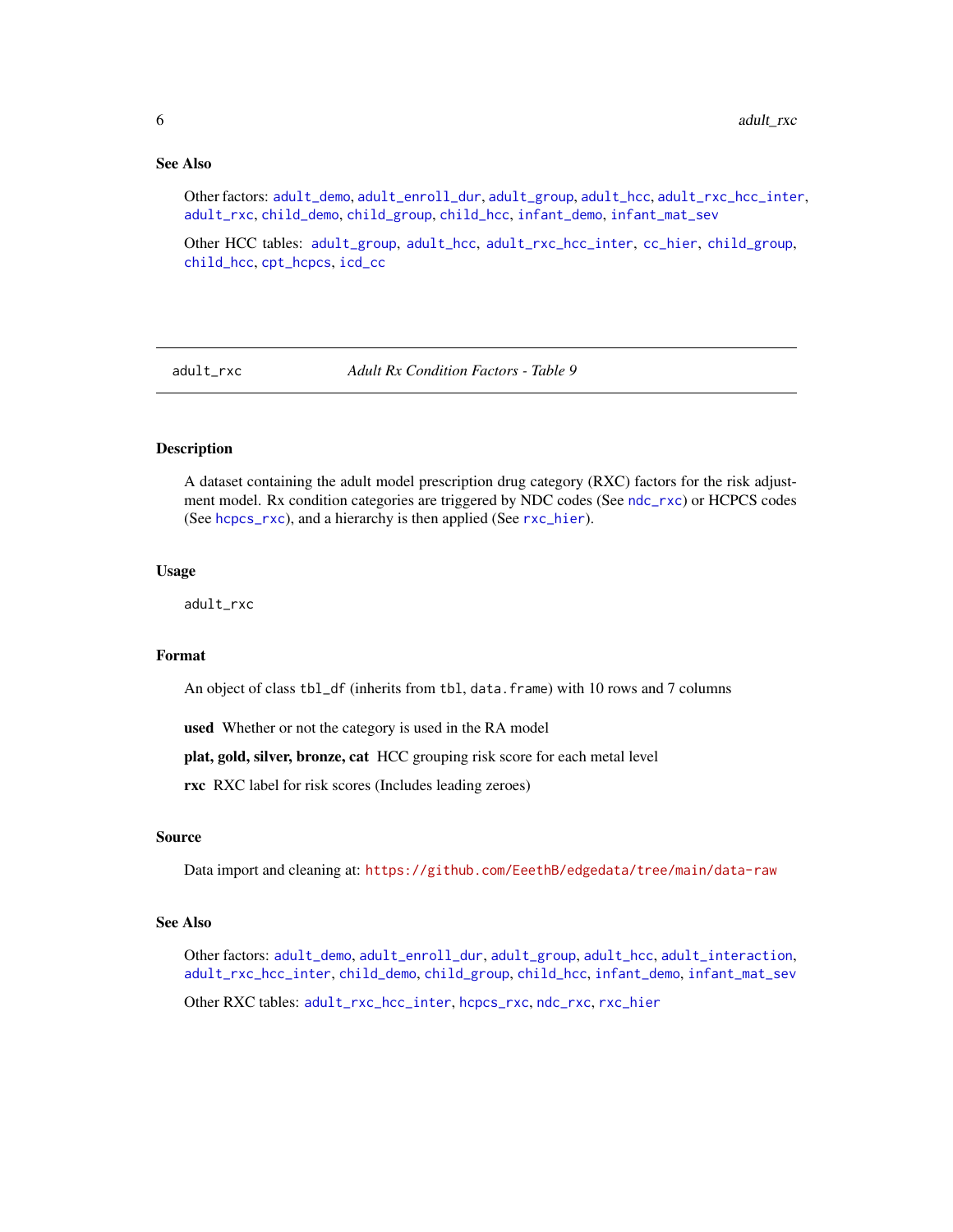### See Also

Other factors: adult_demo, adult_enroll_dur, adult_group, adult_hcc, adult_rxc_hcc_inter, adult_rxc, child_demo, child_group, child_hcc, infant_demo, infant_mat_sev

Other HCC tables: adult_group, adult_hcc, adult_rxc_hcc_inter, cc_hier, child_group, child_hcc, cpt_hcpcs, icd_cc

---

## adult_rxc — *Adult Rx Condition Factors - Table 9*

---

### Description

A dataset containing the adult model prescription drug category (RXC) factors for the risk adjustment model. Rx condition categories are triggered by NDC codes (See ndc_rxc) or HCPCS codes (See hcpcs_rxc), and a hierarchy is then applied (See rxc_hier).

### Usage

```
adult_rxc
```

### Format

An object of class `tbl_df` (inherits from `tbl`, `data.frame`) with 10 rows and 7 columns

**used** Whether or not the category is used in the RA model

**plat, gold, silver, bronze, cat** HCC grouping risk score for each metal level

**rxc** RXC label for risk scores (Includes leading zeroes)

### Source

Data import and cleaning at: https://github.com/EeethB/edgedata/tree/main/data-raw

### See Also

Other factors: adult_demo, adult_enroll_dur, adult_group, adult_hcc, adult_interaction, adult_rxc_hcc_inter, child_demo, child_group, child_hcc, infant_demo, infant_mat_sev

Other RXC tables: adult_rxc_hcc_inter, hcpcs_rxc, ndc_rxc, rxc_hier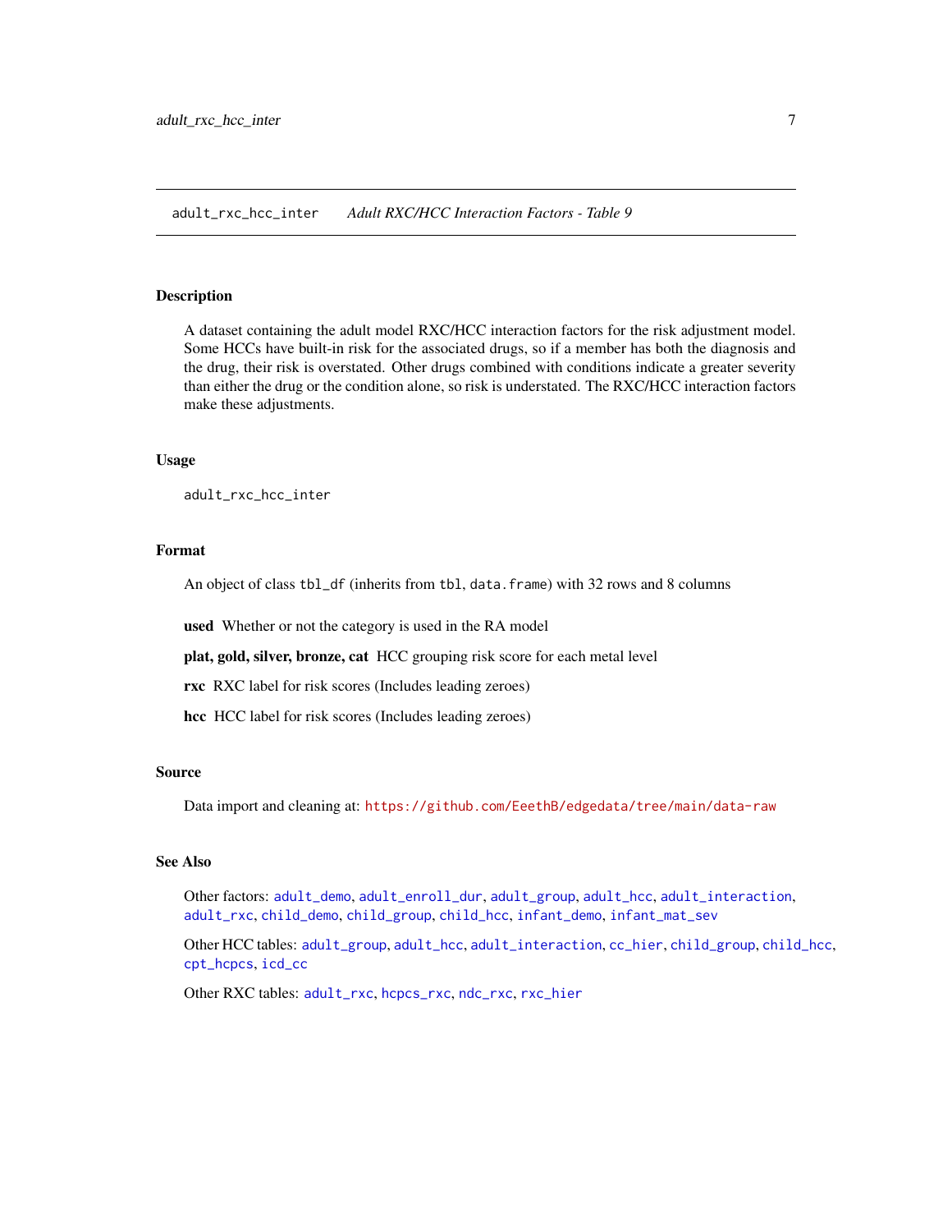## adult_rxc_hcc_inter — *Adult RXC/HCC Interaction Factors - Table 9*

### Description

A dataset containing the adult model RXC/HCC interaction factors for the risk adjustment model. Some HCCs have built-in risk for the associated drugs, so if a member has both the diagnosis and the drug, their risk is overstated. Other drugs combined with conditions indicate a greater severity than either the drug or the condition alone, so risk is understated. The RXC/HCC interaction factors make these adjustments.

### Usage

```
adult_rxc_hcc_inter
```

### Format

An object of class `tbl_df` (inherits from `tbl`, `data.frame`) with 32 rows and 8 columns

**used** Whether or not the category is used in the RA model

**plat, gold, silver, bronze, cat** HCC grouping risk score for each metal level

**rxc** RXC label for risk scores (Includes leading zeroes)

**hcc** HCC label for risk scores (Includes leading zeroes)

### Source

Data import and cleaning at: https://github.com/EeethB/edgedata/tree/main/data-raw

### See Also

Other factors: `adult_demo`, `adult_enroll_dur`, `adult_group`, `adult_hcc`, `adult_interaction`, `adult_rxc`, `child_demo`, `child_group`, `child_hcc`, `infant_demo`, `infant_mat_sev`

Other HCC tables: `adult_group`, `adult_hcc`, `adult_interaction`, `cc_hier`, `child_group`, `child_hcc`, `cpt_hcpcs`, `icd_cc`

Other RXC tables: `adult_rxc`, `hcpcs_rxc`, `ndc_rxc`, `rxc_hier`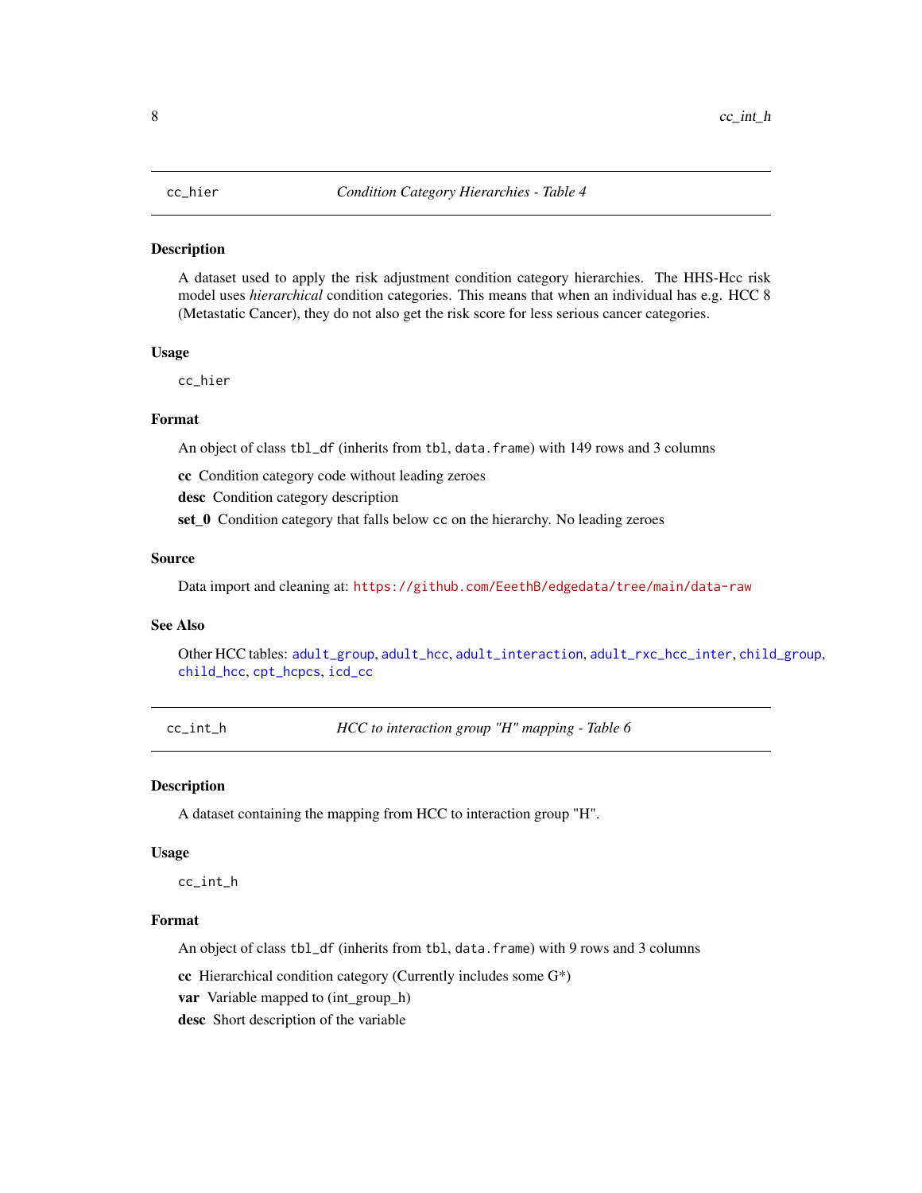## cc_hier — *Condition Category Hierarchies - Table 4*

### Description

A dataset used to apply the risk adjustment condition category hierarchies. The HHS-Hcc risk model uses *hierarchical* condition categories. This means that when an individual has e.g. HCC 8 (Metastatic Cancer), they do not also get the risk score for less serious cancer categories.

### Usage

```
cc_hier
```

### Format

An object of class `tbl_df` (inherits from `tbl`, `data.frame`) with 149 rows and 3 columns

**cc** Condition category code without leading zeroes

**desc** Condition category description

**set_0** Condition category that falls below `cc` on the hierarchy. No leading zeroes

### Source

Data import and cleaning at: https://github.com/EeethB/edgedata/tree/main/data-raw

### See Also

Other HCC tables: `adult_group`, `adult_hcc`, `adult_interaction`, `adult_rxc_hcc_inter`, `child_group`, `child_hcc`, `cpt_hcpcs`, `icd_cc`

## cc_int_h — *HCC to interaction group "H" mapping - Table 6*

### Description

A dataset containing the mapping from HCC to interaction group "H".

### Usage

```
cc_int_h
```

### Format

An object of class `tbl_df` (inherits from `tbl`, `data.frame`) with 9 rows and 3 columns

**cc** Hierarchical condition category (Currently includes some G*)

**var** Variable mapped to (int_group_h)

**desc** Short description of the variable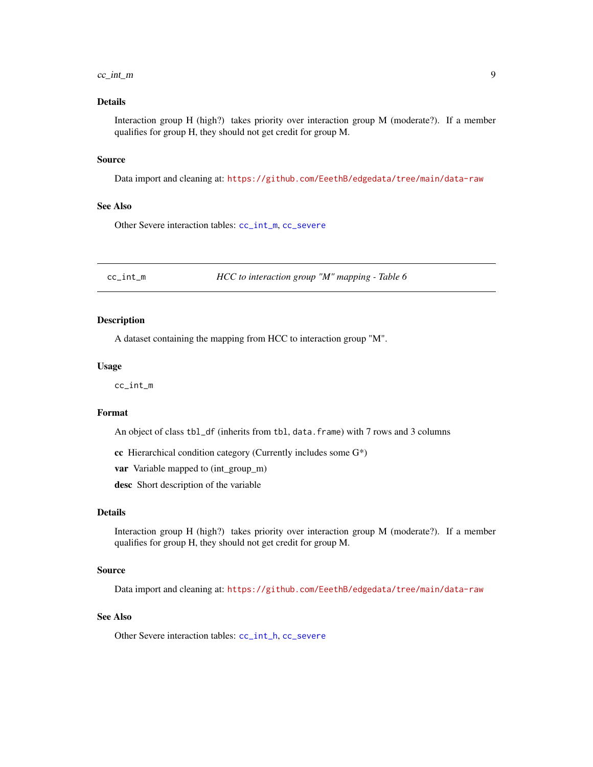## Details

Interaction group H (high?) takes priority over interaction group M (moderate?). If a member qualifies for group H, they should not get credit for group M.

## Source

Data import and cleaning at: https://github.com/EeethB/edgedata/tree/main/data-raw

## See Also

Other Severe interaction tables: cc_int_m, cc_severe

---

# cc_int_m — *HCC to interaction group "M" mapping - Table 6*

## Description

A dataset containing the mapping from HCC to interaction group "M".

## Usage

```
cc_int_m
```

## Format

An object of class `tbl_df` (inherits from `tbl`, `data.frame`) with 7 rows and 3 columns

**cc** Hierarchical condition category (Currently includes some G*)

**var** Variable mapped to (int_group_m)

**desc** Short description of the variable

## Details

Interaction group H (high?) takes priority over interaction group M (moderate?). If a member qualifies for group H, they should not get credit for group M.

## Source

Data import and cleaning at: https://github.com/EeethB/edgedata/tree/main/data-raw

## See Also

Other Severe interaction tables: cc_int_h, cc_severe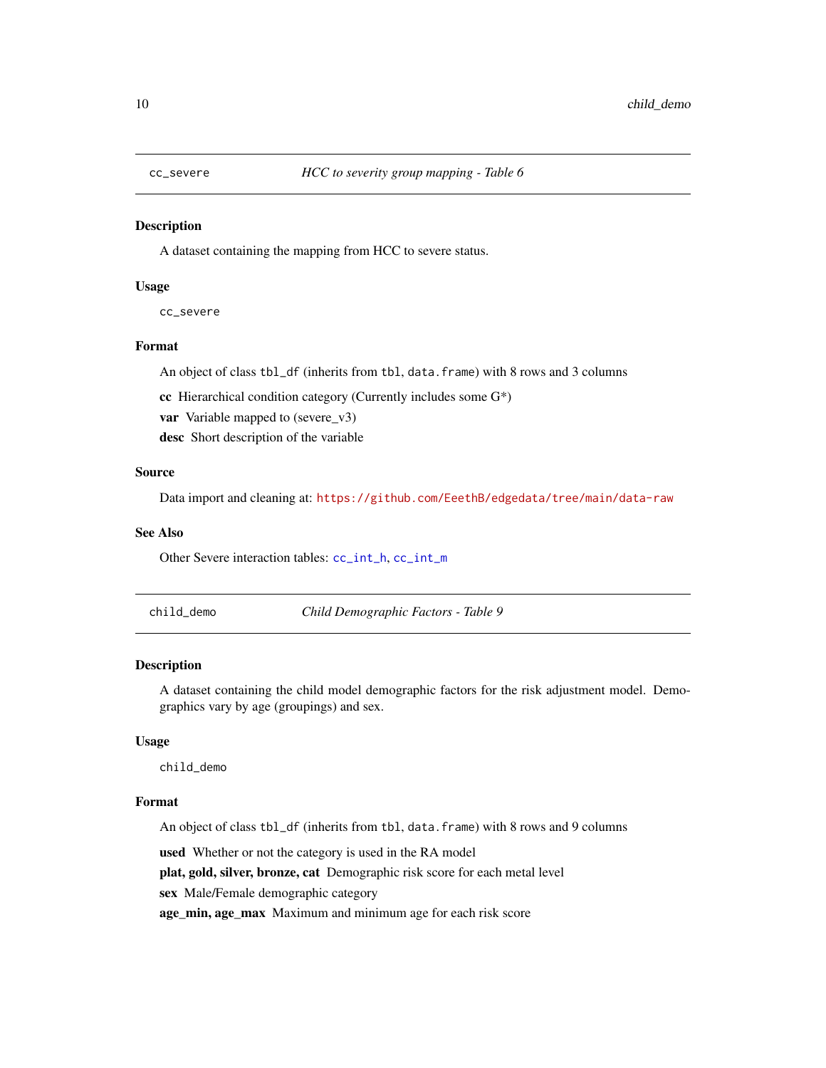## cc_severe — *HCC to severity group mapping - Table 6*

### Description

A dataset containing the mapping from HCC to severe status.

### Usage

```
cc_severe
```

### Format

An object of class `tbl_df` (inherits from `tbl`, `data.frame`) with 8 rows and 3 columns

**cc** Hierarchical condition category (Currently includes some G*)

**var** Variable mapped to (severe_v3)

**desc** Short description of the variable

### Source

Data import and cleaning at: https://github.com/EeethB/edgedata/tree/main/data-raw

### See Also

Other Severe interaction tables: `cc_int_h`, `cc_int_m`

## child_demo — *Child Demographic Factors - Table 9*

### Description

A dataset containing the child model demographic factors for the risk adjustment model. Demographics vary by age (groupings) and sex.

### Usage

```
child_demo
```

### Format

An object of class `tbl_df` (inherits from `tbl`, `data.frame`) with 8 rows and 9 columns

**used** Whether or not the category is used in the RA model

**plat, gold, silver, bronze, cat** Demographic risk score for each metal level

**sex** Male/Female demographic category

**age_min, age_max** Maximum and minimum age for each risk score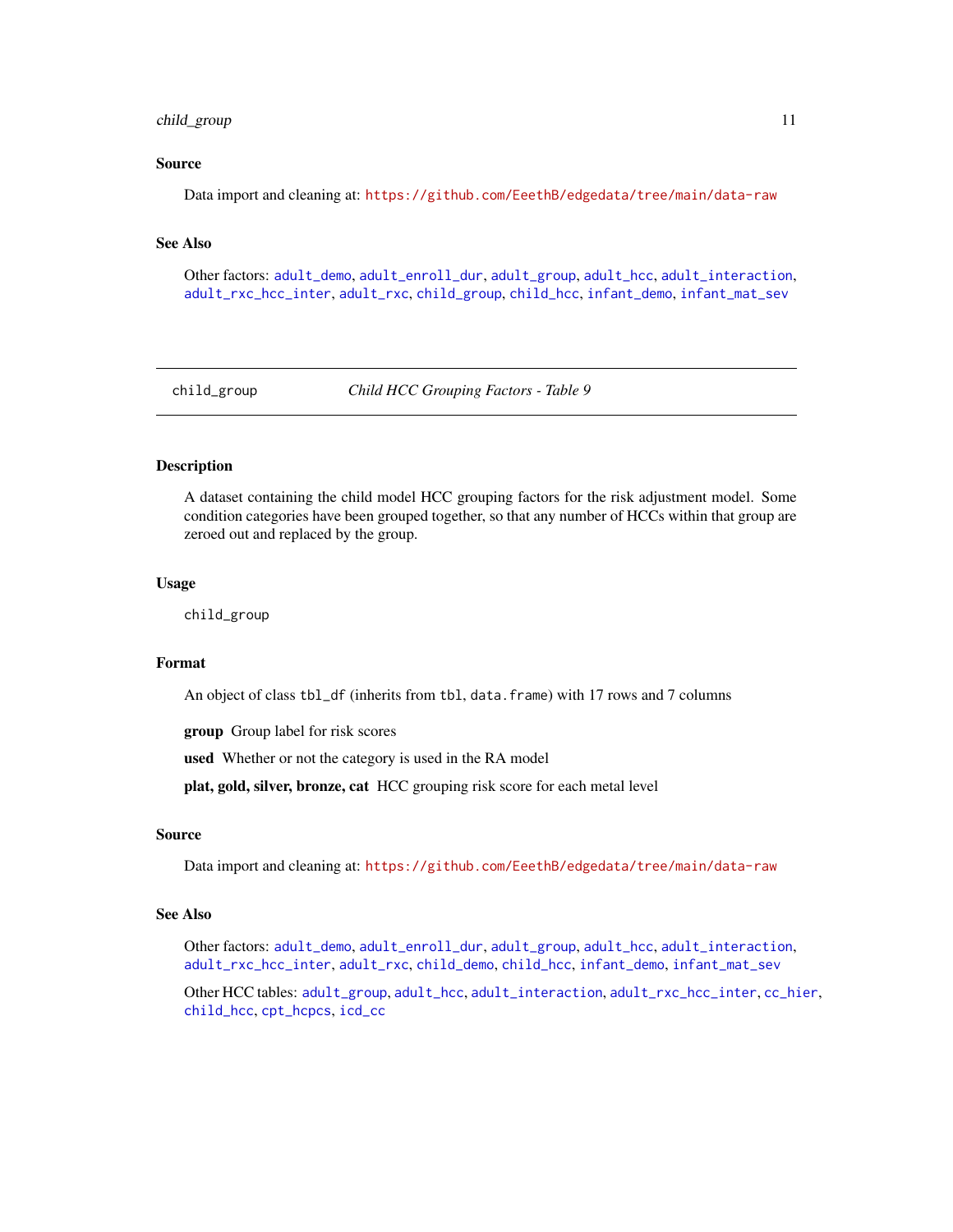### Source

Data import and cleaning at: https://github.com/EeethB/edgedata/tree/main/data-raw

### See Also

Other factors: adult_demo, adult_enroll_dur, adult_group, adult_hcc, adult_interaction, adult_rxc_hcc_inter, adult_rxc, child_group, child_hcc, infant_demo, infant_mat_sev

---

## child_group — *Child HCC Grouping Factors - Table 9*

### Description

A dataset containing the child model HCC grouping factors for the risk adjustment model. Some condition categories have been grouped together, so that any number of HCCs within that group are zeroed out and replaced by the group.

### Usage

```
child_group
```

### Format

An object of class `tbl_df` (inherits from `tbl`, `data.frame`) with 17 rows and 7 columns

**group** Group label for risk scores

**used** Whether or not the category is used in the RA model

**plat, gold, silver, bronze, cat** HCC grouping risk score for each metal level

### Source

Data import and cleaning at: https://github.com/EeethB/edgedata/tree/main/data-raw

### See Also

Other factors: adult_demo, adult_enroll_dur, adult_group, adult_hcc, adult_interaction, adult_rxc_hcc_inter, adult_rxc, child_demo, child_hcc, infant_demo, infant_mat_sev

Other HCC tables: adult_group, adult_hcc, adult_interaction, adult_rxc_hcc_inter, cc_hier, child_hcc, cpt_hcpcs, icd_cc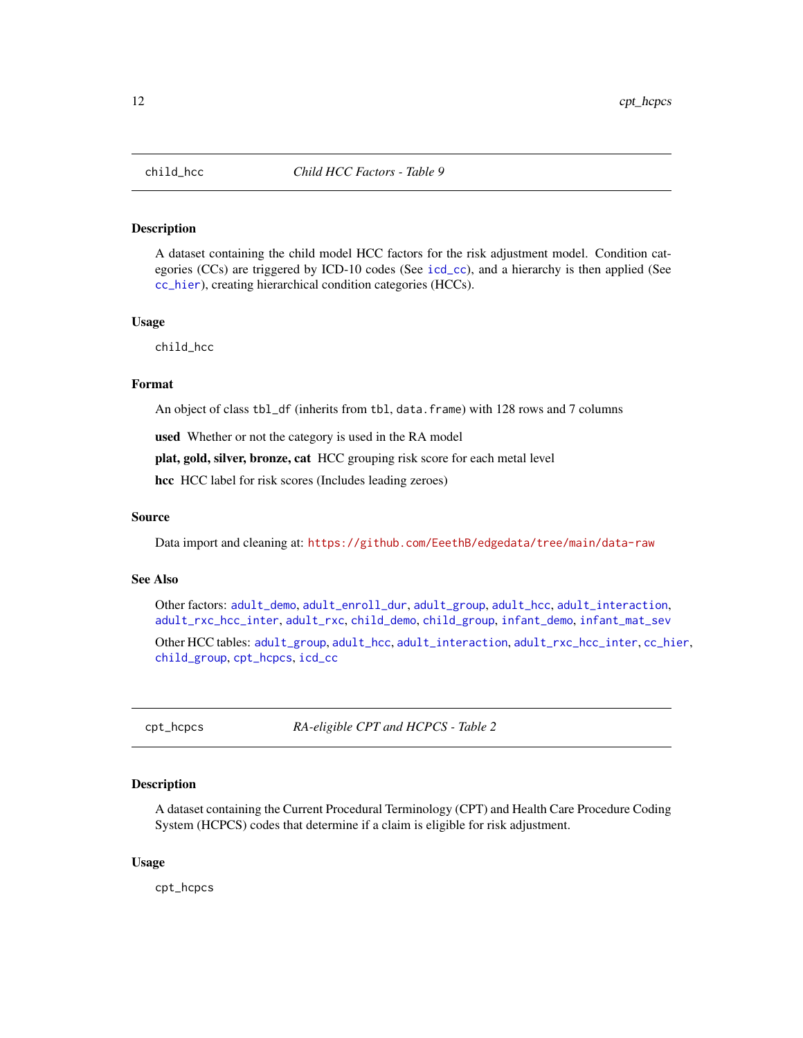## child_hcc — *Child HCC Factors - Table 9*

### Description

A dataset containing the child model HCC factors for the risk adjustment model. Condition categories (CCs) are triggered by ICD-10 codes (See `icd_cc`), and a hierarchy is then applied (See `cc_hier`), creating hierarchical condition categories (HCCs).

### Usage

```
child_hcc
```

### Format

An object of class `tbl_df` (inherits from `tbl`, `data.frame`) with 128 rows and 7 columns

**used** Whether or not the category is used in the RA model

**plat, gold, silver, bronze, cat** HCC grouping risk score for each metal level

**hcc** HCC label for risk scores (Includes leading zeroes)

### Source

Data import and cleaning at: https://github.com/EeethB/edgedata/tree/main/data-raw

### See Also

Other factors: `adult_demo`, `adult_enroll_dur`, `adult_group`, `adult_hcc`, `adult_interaction`, `adult_rxc_hcc_inter`, `adult_rxc`, `child_demo`, `child_group`, `infant_demo`, `infant_mat_sev`

Other HCC tables: `adult_group`, `adult_hcc`, `adult_interaction`, `adult_rxc_hcc_inter`, `cc_hier`, `child_group`, `cpt_hcpcs`, `icd_cc`

## cpt_hcpcs — *RA-eligible CPT and HCPCS - Table 2*

### Description

A dataset containing the Current Procedural Terminology (CPT) and Health Care Procedure Coding System (HCPCS) codes that determine if a claim is eligible for risk adjustment.

### Usage

```
cpt_hcpcs
```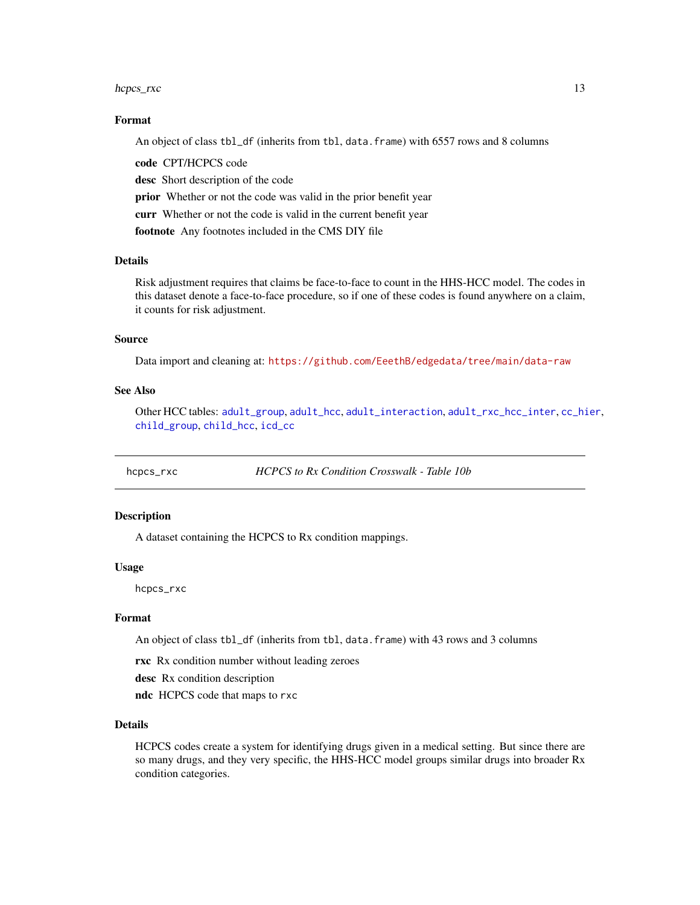### Format

An object of class `tbl_df` (inherits from `tbl`, `data.frame`) with 6557 rows and 8 columns

**code** CPT/HCPCS code

**desc** Short description of the code

**prior** Whether or not the code was valid in the prior benefit year

**curr** Whether or not the code is valid in the current benefit year

**footnote** Any footnotes included in the CMS DIY file

### Details

Risk adjustment requires that claims be face-to-face to count in the HHS-HCC model. The codes in this dataset denote a face-to-face procedure, so if one of these codes is found anywhere on a claim, it counts for risk adjustment.

### Source

Data import and cleaning at: https://github.com/EeethB/edgedata/tree/main/data-raw

### See Also

Other HCC tables: `adult_group`, `adult_hcc`, `adult_interaction`, `adult_rxc_hcc_inter`, `cc_hier`, `child_group`, `child_hcc`, `icd_cc`

---

## hcpcs_rxc — *HCPCS to Rx Condition Crosswalk - Table 10b*

### Description

A dataset containing the HCPCS to Rx condition mappings.

### Usage

```
hcpcs_rxc
```

### Format

An object of class `tbl_df` (inherits from `tbl`, `data.frame`) with 43 rows and 3 columns

**rxc** Rx condition number without leading zeroes

**desc** Rx condition description

**ndc** HCPCS code that maps to `rxc`

### Details

HCPCS codes create a system for identifying drugs given in a medical setting. But since there are so many drugs, and they very specific, the HHS-HCC model groups similar drugs into broader Rx condition categories.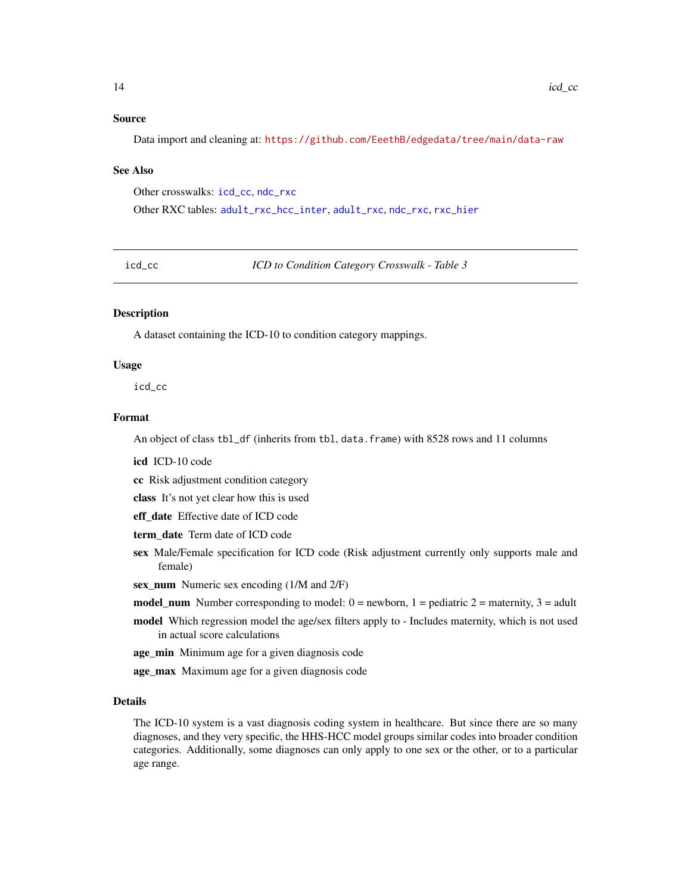### Source

Data import and cleaning at: https://github.com/EeethB/edgedata/tree/main/data-raw

### See Also

Other crosswalks: `icd_cc`, `ndc_rxc`

Other RXC tables: `adult_rxc_hcc_inter`, `adult_rxc`, `ndc_rxc`, `rxc_hier`

---

## icd_cc — *ICD to Condition Category Crosswalk - Table 3*

### Description

A dataset containing the ICD-10 to condition category mappings.

### Usage

```
icd_cc
```

### Format

An object of class `tbl_df` (inherits from `tbl`, `data.frame`) with 8528 rows and 11 columns

- **icd** ICD-10 code
- **cc** Risk adjustment condition category
- **class** It's not yet clear how this is used
- **eff_date** Effective date of ICD code
- **term_date** Term date of ICD code
- **sex** Male/Female specification for ICD code (Risk adjustment currently only supports male and female)
- **sex_num** Numeric sex encoding (1/M and 2/F)
- **model_num** Number corresponding to model: 0 = newborn, 1 = pediatric 2 = maternity, 3 = adult
- **model** Which regression model the age/sex filters apply to - Includes maternity, which is not used in actual score calculations
- **age_min** Minimum age for a given diagnosis code
- **age_max** Maximum age for a given diagnosis code

### Details

The ICD-10 system is a vast diagnosis coding system in healthcare. But since there are so many diagnoses, and they very specific, the HHS-HCC model groups similar codes into broader condition categories. Additionally, some diagnoses can only apply to one sex or the other, or to a particular age range.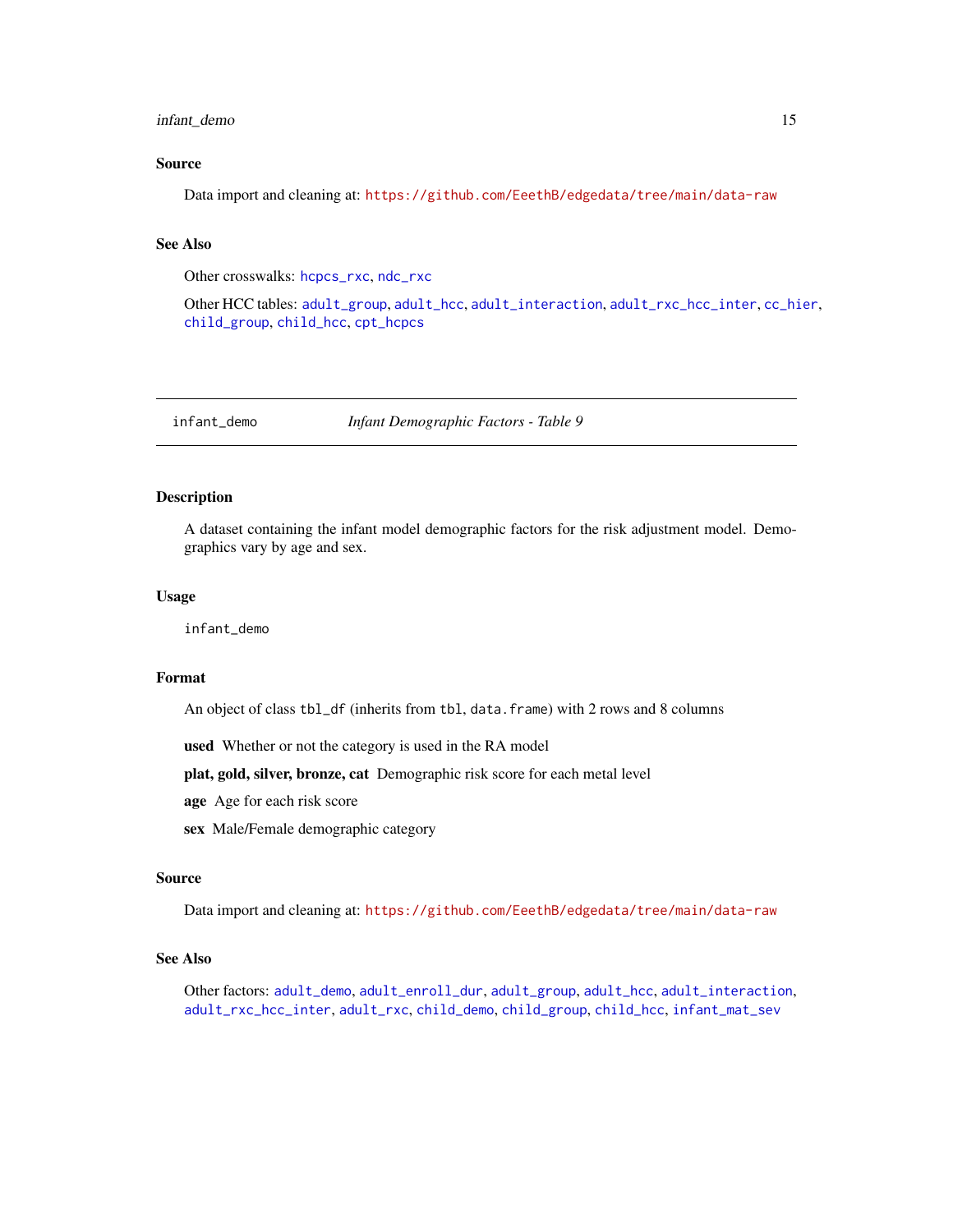## Source

Data import and cleaning at: https://github.com/EeethB/edgedata/tree/main/data-raw

## See Also

Other crosswalks: hcpcs_rxc, ndc_rxc

Other HCC tables: adult_group, adult_hcc, adult_interaction, adult_rxc_hcc_inter, cc_hier, child_group, child_hcc, cpt_hcpcs

---

# infant_demo — *Infant Demographic Factors - Table 9*

---

## Description

A dataset containing the infant model demographic factors for the risk adjustment model. Demographics vary by age and sex.

## Usage

```
infant_demo
```

## Format

An object of class `tbl_df` (inherits from `tbl`, `data.frame`) with 2 rows and 8 columns

**used** Whether or not the category is used in the RA model

**plat, gold, silver, bronze, cat** Demographic risk score for each metal level

**age** Age for each risk score

**sex** Male/Female demographic category

## Source

Data import and cleaning at: https://github.com/EeethB/edgedata/tree/main/data-raw

## See Also

Other factors: adult_demo, adult_enroll_dur, adult_group, adult_hcc, adult_interaction, adult_rxc_hcc_inter, adult_rxc, child_demo, child_group, child_hcc, infant_mat_sev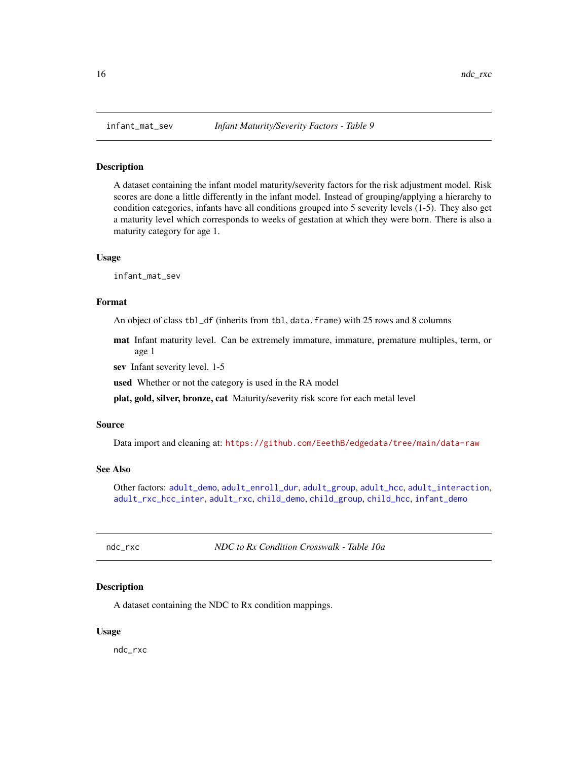## infant_mat_sev — *Infant Maturity/Severity Factors - Table 9*

### Description

A dataset containing the infant model maturity/severity factors for the risk adjustment model. Risk scores are done a little differently in the infant model. Instead of grouping/applying a hierarchy to condition categories, infants have all conditions grouped into 5 severity levels (1-5). They also get a maturity level which corresponds to weeks of gestation at which they were born. There is also a maturity category for age 1.

### Usage

```
infant_mat_sev
```

### Format

An object of class `tbl_df` (inherits from `tbl`, `data.frame`) with 25 rows and 8 columns

- **mat** Infant maturity level. Can be extremely immature, immature, premature multiples, term, or age 1
- **sev** Infant severity level. 1-5
- **used** Whether or not the category is used in the RA model
- **plat, gold, silver, bronze, cat** Maturity/severity risk score for each metal level

### Source

Data import and cleaning at: https://github.com/EeethB/edgedata/tree/main/data-raw

### See Also

Other factors: adult_demo, adult_enroll_dur, adult_group, adult_hcc, adult_interaction, adult_rxc_hcc_inter, adult_rxc, child_demo, child_group, child_hcc, infant_demo

## ndc_rxc — *NDC to Rx Condition Crosswalk - Table 10a*

### Description

A dataset containing the NDC to Rx condition mappings.

### Usage

```
ndc_rxc
```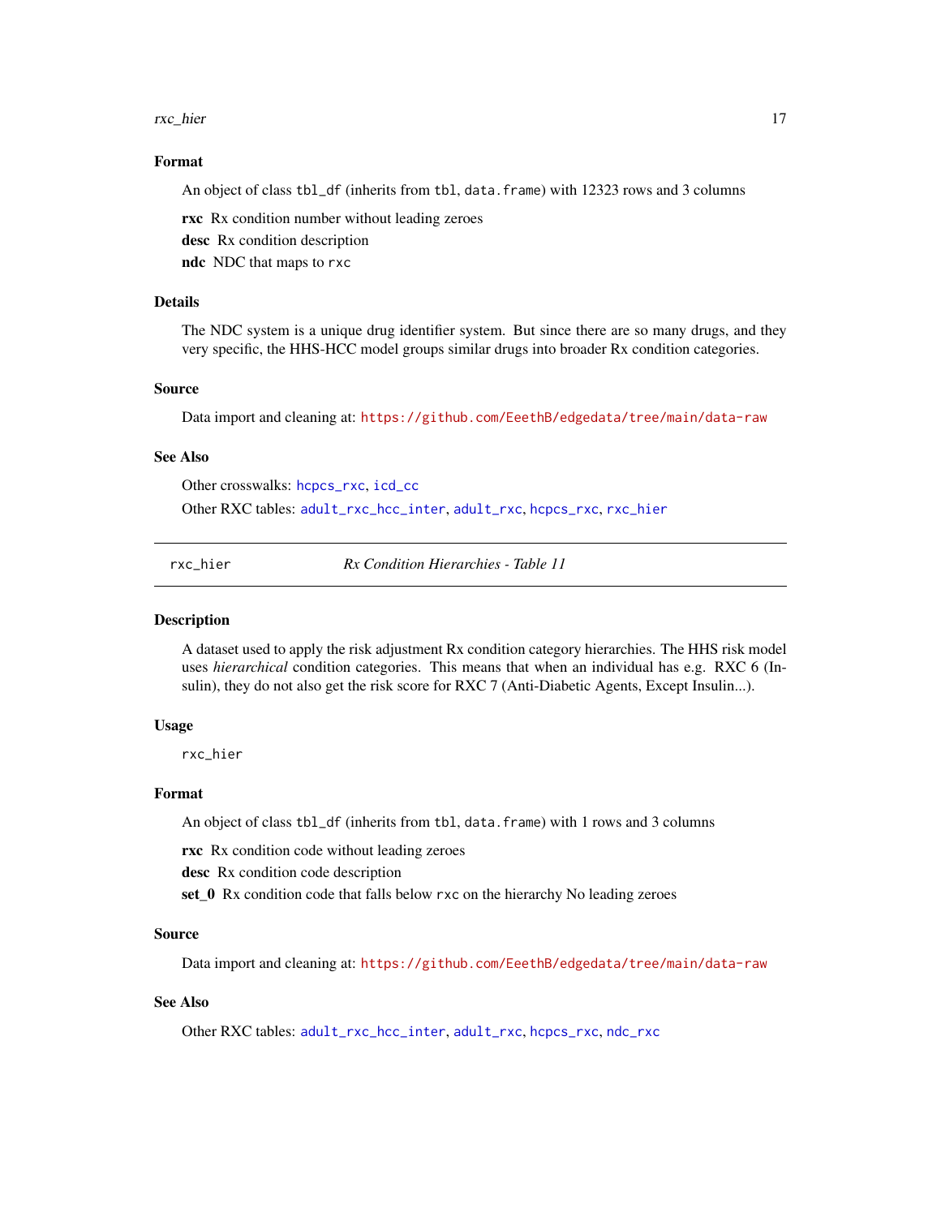### Format

An object of class `tbl_df` (inherits from `tbl`, `data.frame`) with 12323 rows and 3 columns

**rxc** Rx condition number without leading zeroes

**desc** Rx condition description

**ndc** NDC that maps to `rxc`

### Details

The NDC system is a unique drug identifier system. But since there are so many drugs, and they very specific, the HHS-HCC model groups similar drugs into broader Rx condition categories.

### Source

Data import and cleaning at: https://github.com/EeethB/edgedata/tree/main/data-raw

### See Also

Other crosswalks: `hcpcs_rxc`, `icd_cc`

Other RXC tables: `adult_rxc_hcc_inter`, `adult_rxc`, `hcpcs_rxc`, `rxc_hier`

---

## rxc_hier — *Rx Condition Hierarchies - Table 11*

### Description

A dataset used to apply the risk adjustment Rx condition category hierarchies. The HHS risk model uses *hierarchical* condition categories. This means that when an individual has e.g. RXC 6 (Insulin), they do not also get the risk score for RXC 7 (Anti-Diabetic Agents, Except Insulin...).

### Usage

```
rxc_hier
```

### Format

An object of class `tbl_df` (inherits from `tbl`, `data.frame`) with 1 rows and 3 columns

**rxc** Rx condition code without leading zeroes

**desc** Rx condition code description

**set_0** Rx condition code that falls below `rxc` on the hierarchy No leading zeroes

### Source

Data import and cleaning at: https://github.com/EeethB/edgedata/tree/main/data-raw

### See Also

Other RXC tables: `adult_rxc_hcc_inter`, `adult_rxc`, `hcpcs_rxc`, `ndc_rxc`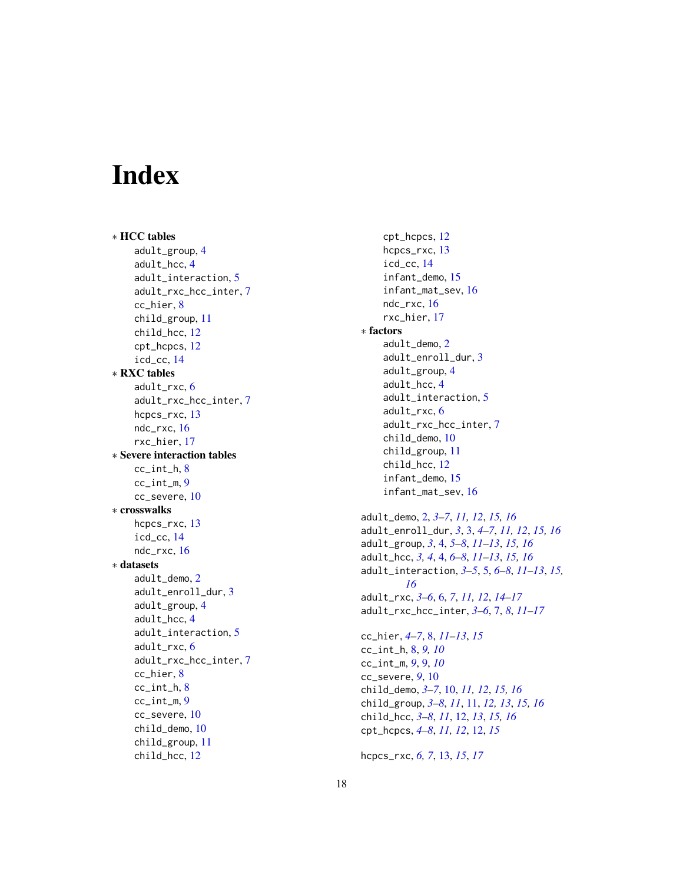# Index

∗ **HCC tables**
- adult_group, 4
- adult_hcc, 4
- adult_interaction, 5
- adult_rxc_hcc_inter, 7
- cc_hier, 8
- child_group, 11
- child_hcc, 12
- cpt_hcpcs, 12
- icd_cc, 14

∗ **RXC tables**
- adult_rxc, 6
- adult_rxc_hcc_inter, 7
- hcpcs_rxc, 13
- ndc_rxc, 16
- rxc_hier, 17

∗ **Severe interaction tables**
- cc_int_h, 8
- cc_int_m, 9
- cc_severe, 10

∗ **crosswalks**
- hcpcs_rxc, 13
- icd_cc, 14
- ndc_rxc, 16

∗ **datasets**
- adult_demo, 2
- adult_enroll_dur, 3
- adult_group, 4
- adult_hcc, 4
- adult_interaction, 5
- adult_rxc, 6
- adult_rxc_hcc_inter, 7
- cc_hier, 8
- cc_int_h, 8
- cc_int_m, 9
- cc_severe, 10
- child_demo, 10
- child_group, 11
- child_hcc, 12
- cpt_hcpcs, 12
- hcpcs_rxc, 13
- icd_cc, 14
- infant_demo, 15
- infant_mat_sev, 16
- ndc_rxc, 16
- rxc_hier, 17

∗ **factors**
- adult_demo, 2
- adult_enroll_dur, 3
- adult_group, 4
- adult_hcc, 4
- adult_interaction, 5
- adult_rxc, 6
- adult_rxc_hcc_inter, 7
- child_demo, 10
- child_group, 11
- child_hcc, 12
- infant_demo, 15
- infant_mat_sev, 16

adult_demo, 2, *3–7*, *11, 12*, *15, 16*  
adult_enroll_dur, *3*, 3, *4–7*, *11, 12*, *15, 16*  
adult_group, *3*, 4, *5–8*, *11–13*, *15, 16*  
adult_hcc, *3, 4*, 4, *6–8*, *11–13*, *15, 16*  
adult_interaction, *3–5*, 5, *6–8*, *11–13*, *15, 16*  
adult_rxc, *3–6*, 6, *7*, *11, 12*, *14–17*  
adult_rxc_hcc_inter, *3–6*, 7, *8*, *11–17*

cc_hier, *4–7*, 8, *11–13*, *15*  
cc_int_h, 8, *9, 10*  
cc_int_m, *9*, 9, *10*  
cc_severe, *9*, 10  
child_demo, *3–7*, 10, *11, 12*, *15, 16*  
child_group, *3–8*, *11*, 11, *12, 13*, *15, 16*  
child_hcc, *3–8*, *11*, 12, *13*, *15, 16*  
cpt_hcpcs, *4–8*, *11, 12*, 12, *15*

hcpcs_rxc, *6, 7*, 13, *15*, *17*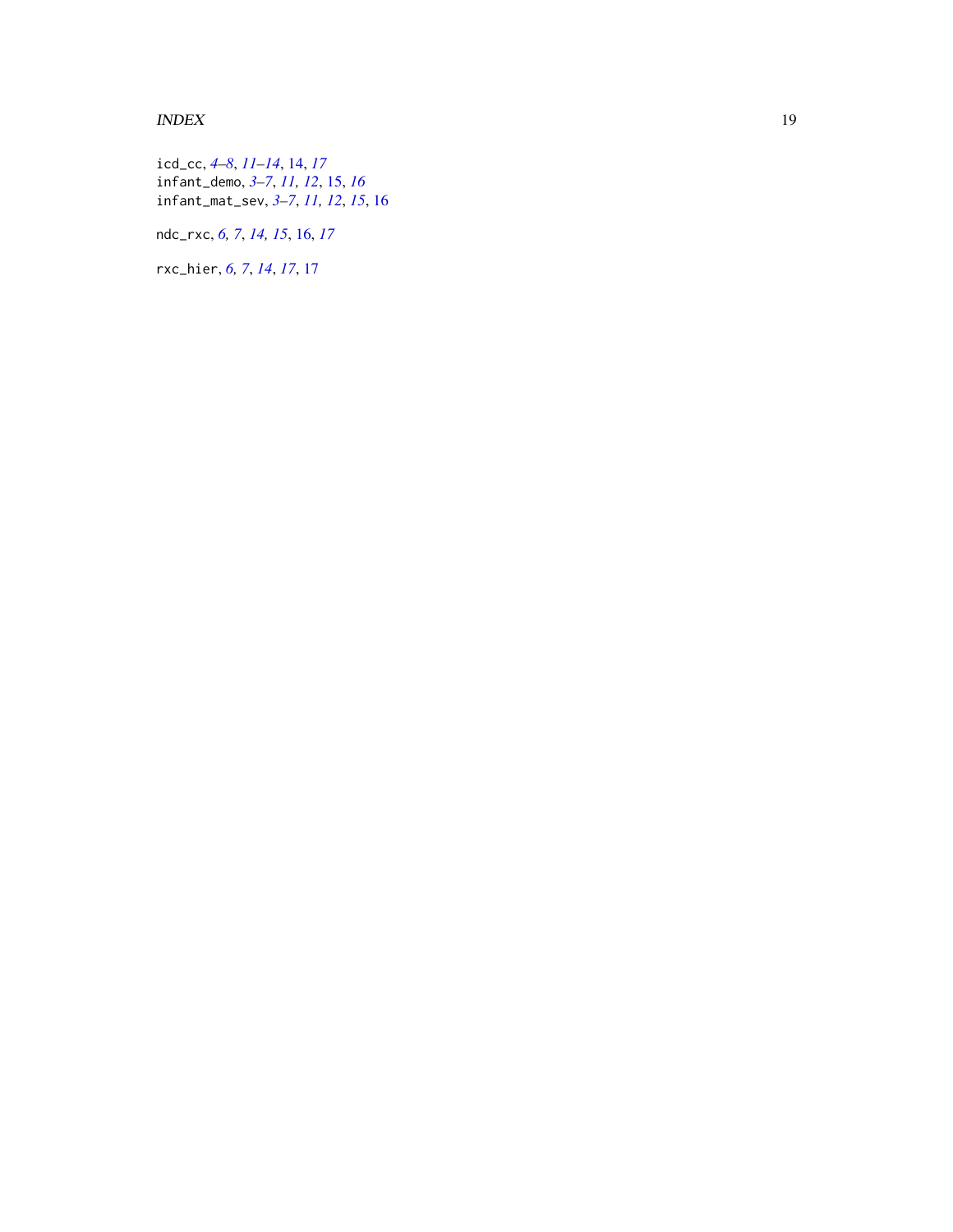icd_cc, *4–8*, *11–14*, 14, *17*
infant_demo, *3–7*, *11, 12*, 15, *16*
infant_mat_sev, *3–7*, *11, 12*, *15*, 16

ndc_rxc, *6, 7*, *14, 15*, 16, *17*

rxc_hier, *6, 7*, *14*, *17*, 17